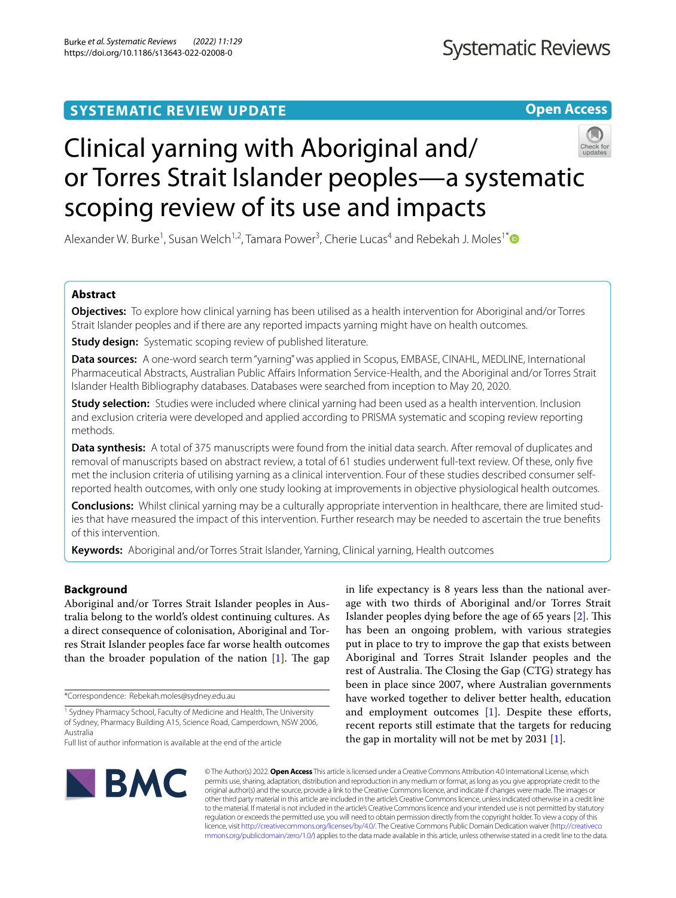SYSTEMATIC REVIEW UPDATE

Open Access

# Clinical yarning with Aboriginal and/or Torres Strait Islander peoples—a systematic scoping review of its use and impacts

Alexander W. Burke[1], Susan Welch[1,2], Tamara Power[3], Cherie Lucas[4] and Rebekah J. Moles[1*]

## Abstract

**Objectives:** To explore how clinical yarning has been utilised as a health intervention for Aboriginal and/or Torres Strait Islander peoples and if there are any reported impacts yarning might have on health outcomes.

**Study design:** Systematic scoping review of published literature.

**Data sources:** A one-word search term "yarning" was applied in Scopus, EMBASE, CINAHL, MEDLINE, International Pharmaceutical Abstracts, Australian Public Affairs Information Service-Health, and the Aboriginal and/or Torres Strait Islander Health Bibliography databases. Databases were searched from inception to May 20, 2020.

**Study selection:** Studies were included where clinical yarning had been used as a health intervention. Inclusion and exclusion criteria were developed and applied according to PRISMA systematic and scoping review reporting methods.

**Data synthesis:** A total of 375 manuscripts were found from the initial data search. After removal of duplicates and removal of manuscripts based on abstract review, a total of 61 studies underwent full-text review. Of these, only five met the inclusion criteria of utilising yarning as a clinical intervention. Four of these studies described consumer self-reported health outcomes, with only one study looking at improvements in objective physiological health outcomes.

**Conclusions:** Whilst clinical yarning may be a culturally appropriate intervention in healthcare, there are limited studies that have measured the impact of this intervention. Further research may be needed to ascertain the true benefits of this intervention.

**Keywords:** Aboriginal and/or Torres Strait Islander, Yarning, Clinical yarning, Health outcomes

## Background

Aboriginal and/or Torres Strait Islander peoples in Australia belong to the world's oldest continuing cultures. As a direct consequence of colonisation, Aboriginal and Torres Strait Islander peoples face far worse health outcomes than the broader population of the nation [1]. The gap in life expectancy is 8 years less than the national average with two thirds of Aboriginal and/or Torres Strait Islander peoples dying before the age of 65 years [2]. This has been an ongoing problem, with various strategies put in place to try to improve the gap that exists between Aboriginal and Torres Strait Islander peoples and the rest of Australia. The Closing the Gap (CTG) strategy has been in place since 2007, where Australian governments have worked together to deliver better health, education and employment outcomes [1]. Despite these efforts, recent reports still estimate that the targets for reducing the gap in mortality will not be met by 2031 [1].

*Correspondence: Rebekah.moles@sydney.edu.au

[1] Sydney Pharmacy School, Faculty of Medicine and Health, The University of Sydney, Pharmacy Building A15, Science Road, Camperdown, NSW 2006, Australia

Full list of author information is available at the end of the article

© The Author(s) 2022. **Open Access** This article is licensed under a Creative Commons Attribution 4.0 International License, which permits use, sharing, adaptation, distribution and reproduction in any medium or format, as long as you give appropriate credit to the original author(s) and the source, provide a link to the Creative Commons licence, and indicate if changes were made. The images or other third party material in this article are included in the article's Creative Commons licence, unless indicated otherwise in a credit line to the material. If material is not included in the article's Creative Commons licence and your intended use is not permitted by statutory regulation or exceeds the permitted use, you will need to obtain permission directly from the copyright holder. To view a copy of this licence, visit http://creativecommons.org/licenses/by/4.0/. The Creative Commons Public Domain Dedication waiver (http://creativecommons.org/publicdomain/zero/1.0/) applies to the data made available in this article, unless otherwise stated in a credit line to the data.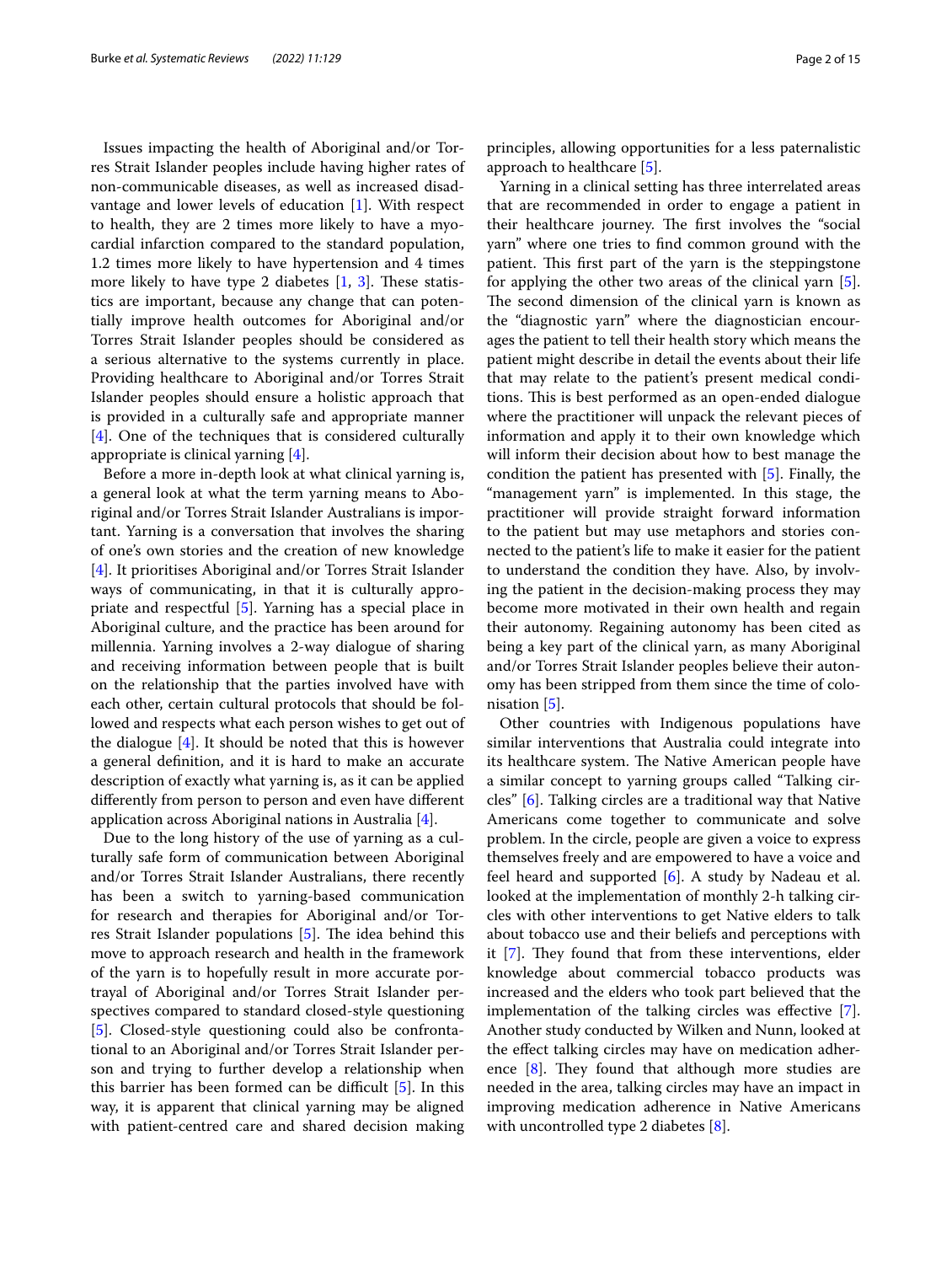Issues impacting the health of Aboriginal and/or Torres Strait Islander peoples include having higher rates of non-communicable diseases, as well as increased disadvantage and lower levels of education [1]. With respect to health, they are 2 times more likely to have a myocardial infarction compared to the standard population, 1.2 times more likely to have hypertension and 4 times more likely to have type 2 diabetes [1, 3]. These statistics are important, because any change that can potentially improve health outcomes for Aboriginal and/or Torres Strait Islander peoples should be considered as a serious alternative to the systems currently in place. Providing healthcare to Aboriginal and/or Torres Strait Islander peoples should ensure a holistic approach that is provided in a culturally safe and appropriate manner [4]. One of the techniques that is considered culturally appropriate is clinical yarning [4].

Before a more in-depth look at what clinical yarning is, a general look at what the term yarning means to Aboriginal and/or Torres Strait Islander Australians is important. Yarning is a conversation that involves the sharing of one's own stories and the creation of new knowledge [4]. It prioritises Aboriginal and/or Torres Strait Islander ways of communicating, in that it is culturally appropriate and respectful [5]. Yarning has a special place in Aboriginal culture, and the practice has been around for millennia. Yarning involves a 2-way dialogue of sharing and receiving information between people that is built on the relationship that the parties involved have with each other, certain cultural protocols that should be followed and respects what each person wishes to get out of the dialogue [4]. It should be noted that this is however a general definition, and it is hard to make an accurate description of exactly what yarning is, as it can be applied differently from person to person and even have different application across Aboriginal nations in Australia [4].

Due to the long history of the use of yarning as a culturally safe form of communication between Aboriginal and/or Torres Strait Islander Australians, there recently has been a switch to yarning-based communication for research and therapies for Aboriginal and/or Torres Strait Islander populations [5]. The idea behind this move to approach research and health in the framework of the yarn is to hopefully result in more accurate portrayal of Aboriginal and/or Torres Strait Islander perspectives compared to standard closed-style questioning [5]. Closed-style questioning could also be confrontational to an Aboriginal and/or Torres Strait Islander person and trying to further develop a relationship when this barrier has been formed can be difficult [5]. In this way, it is apparent that clinical yarning may be aligned with patient-centred care and shared decision making principles, allowing opportunities for a less paternalistic approach to healthcare [5].

Yarning in a clinical setting has three interrelated areas that are recommended in order to engage a patient in their healthcare journey. The first involves the "social yarn" where one tries to find common ground with the patient. This first part of the yarn is the steppingstone for applying the other two areas of the clinical yarn [5]. The second dimension of the clinical yarn is known as the "diagnostic yarn" where the diagnostician encourages the patient to tell their health story which means the patient might describe in detail the events about their life that may relate to the patient's present medical conditions. This is best performed as an open-ended dialogue where the practitioner will unpack the relevant pieces of information and apply it to their own knowledge which will inform their decision about how to best manage the condition the patient has presented with [5]. Finally, the "management yarn" is implemented. In this stage, the practitioner will provide straight forward information to the patient but may use metaphors and stories connected to the patient's life to make it easier for the patient to understand the condition they have. Also, by involving the patient in the decision-making process they may become more motivated in their own health and regain their autonomy. Regaining autonomy has been cited as being a key part of the clinical yarn, as many Aboriginal and/or Torres Strait Islander peoples believe their autonomy has been stripped from them since the time of colonisation [5].

Other countries with Indigenous populations have similar interventions that Australia could integrate into its healthcare system. The Native American people have a similar concept to yarning groups called "Talking circles" [6]. Talking circles are a traditional way that Native Americans come together to communicate and solve problem. In the circle, people are given a voice to express themselves freely and are empowered to have a voice and feel heard and supported [6]. A study by Nadeau et al. looked at the implementation of monthly 2-h talking circles with other interventions to get Native elders to talk about tobacco use and their beliefs and perceptions with it [7]. They found that from these interventions, elder knowledge about commercial tobacco products was increased and the elders who took part believed that the implementation of the talking circles was effective [7]. Another study conducted by Wilken and Nunn, looked at the effect talking circles may have on medication adherence [8]. They found that although more studies are needed in the area, talking circles may have an impact in improving medication adherence in Native Americans with uncontrolled type 2 diabetes [8].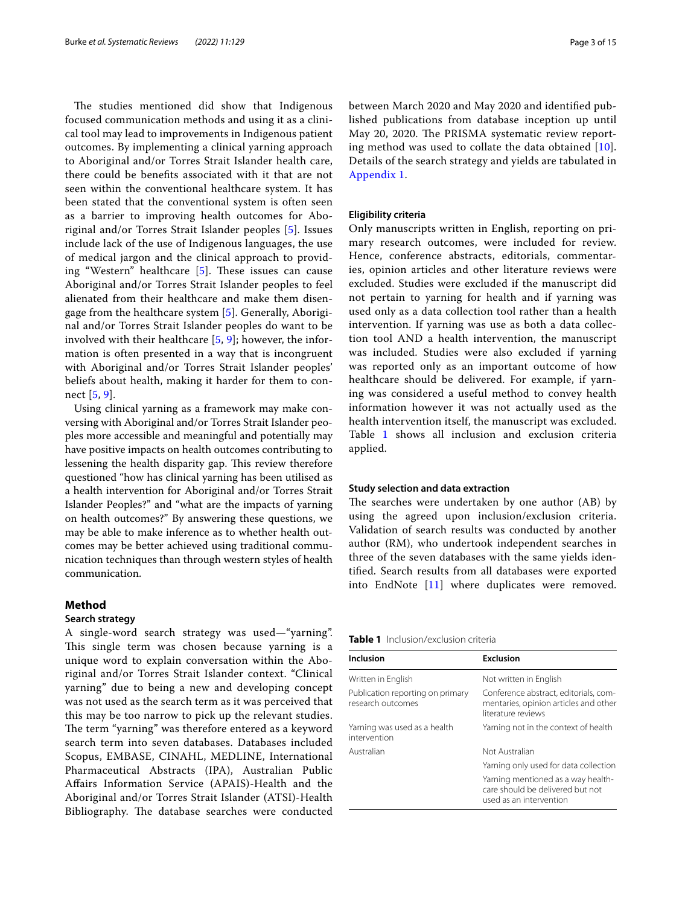The studies mentioned did show that Indigenous focused communication methods and using it as a clinical tool may lead to improvements in Indigenous patient outcomes. By implementing a clinical yarning approach to Aboriginal and/or Torres Strait Islander health care, there could be benefits associated with it that are not seen within the conventional healthcare system. It has been stated that the conventional system is often seen as a barrier to improving health outcomes for Aboriginal and/or Torres Strait Islander peoples [5]. Issues include lack of the use of Indigenous languages, the use of medical jargon and the clinical approach to providing "Western" healthcare [5]. These issues can cause Aboriginal and/or Torres Strait Islander peoples to feel alienated from their healthcare and make them disengage from the healthcare system [5]. Generally, Aboriginal and/or Torres Strait Islander peoples do want to be involved with their healthcare [5, 9]; however, the information is often presented in a way that is incongruent with Aboriginal and/or Torres Strait Islander peoples' beliefs about health, making it harder for them to connect [5, 9].

Using clinical yarning as a framework may make conversing with Aboriginal and/or Torres Strait Islander peoples more accessible and meaningful and potentially may have positive impacts on health outcomes contributing to lessening the health disparity gap. This review therefore questioned "how has clinical yarning has been utilised as a health intervention for Aboriginal and/or Torres Strait Islander Peoples?" and "what are the impacts of yarning on health outcomes?" By answering these questions, we may be able to make inference as to whether health outcomes may be better achieved using traditional communication techniques than through western styles of health communication.

## Method

### Search strategy

A single-word search strategy was used—"yarning". This single term was chosen because yarning is a unique word to explain conversation within the Aboriginal and/or Torres Strait Islander context. "Clinical yarning" due to being a new and developing concept was not used as the search term as it was perceived that this may be too narrow to pick up the relevant studies. The term "yarning" was therefore entered as a keyword search term into seven databases. Databases included Scopus, EMBASE, CINAHL, MEDLINE, International Pharmaceutical Abstracts (IPA), Australian Public Affairs Information Service (APAIS)-Health and the Aboriginal and/or Torres Strait Islander (ATSI)-Health Bibliography. The database searches were conducted between March 2020 and May 2020 and identified published publications from database inception up until May 20, 2020. The PRISMA systematic review reporting method was used to collate the data obtained [10]. Details of the search strategy and yields are tabulated in Appendix 1.

### Eligibility criteria

Only manuscripts written in English, reporting on primary research outcomes, were included for review. Hence, conference abstracts, editorials, commentaries, opinion articles and other literature reviews were excluded. Studies were excluded if the manuscript did not pertain to yarning for health and if yarning was used only as a data collection tool rather than a health intervention. If yarning was use as both a data collection tool AND a health intervention, the manuscript was included. Studies were also excluded if yarning was reported only as an important outcome of how healthcare should be delivered. For example, if yarning was considered a useful method to convey health information however it was not actually used as the health intervention itself, the manuscript was excluded. Table 1 shows all inclusion and exclusion criteria applied.

### Study selection and data extraction

The searches were undertaken by one author (AB) by using the agreed upon inclusion/exclusion criteria. Validation of search results was conducted by another author (RM), who undertook independent searches in three of the seven databases with the same yields identified. Search results from all databases were exported into EndNote [11] where duplicates were removed.

**Table 1** Inclusion/exclusion criteria

| Inclusion | Exclusion |
|---|---|
| Written in English | Not written in English |
| Publication reporting on primary research outcomes | Conference abstract, editorials, commentaries, opinion articles and other literature reviews |
| Yarning was used as a health intervention | Yarning not in the context of health |
| Australian | Not Australian |
| | Yarning only used for data collection |
| | Yarning mentioned as a way healthcare should be delivered but not used as an intervention |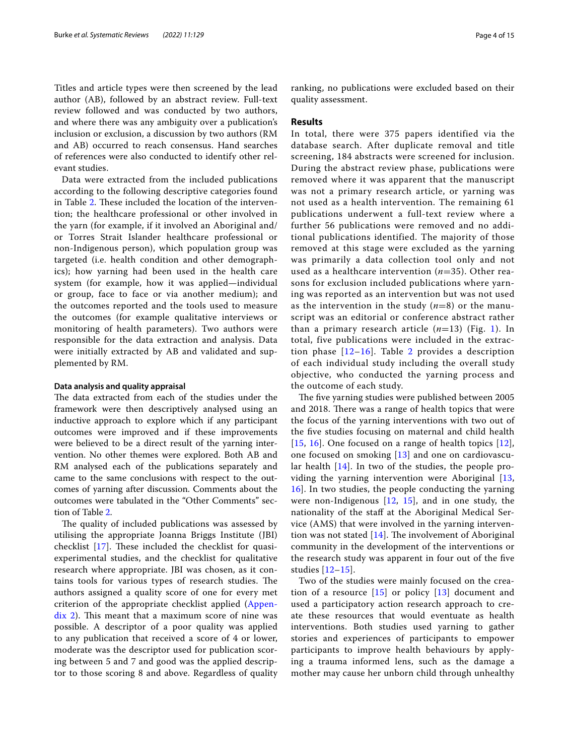Titles and article types were then screened by the lead author (AB), followed by an abstract review. Full-text review followed and was conducted by two authors, and where there was any ambiguity over a publication's inclusion or exclusion, a discussion by two authors (RM and AB) occurred to reach consensus. Hand searches of references were also conducted to identify other relevant studies.

Data were extracted from the included publications according to the following descriptive categories found in Table 2. These included the location of the intervention; the healthcare professional or other involved in the yarn (for example, if it involved an Aboriginal and/or Torres Strait Islander healthcare professional or non-Indigenous person), which population group was targeted (i.e. health condition and other demographics); how yarning had been used in the health care system (for example, how it was applied—individual or group, face to face or via another medium); and the outcomes reported and the tools used to measure the outcomes (for example qualitative interviews or monitoring of health parameters). Two authors were responsible for the data extraction and analysis. Data were initially extracted by AB and validated and supplemented by RM.

### Data analysis and quality appraisal

The data extracted from each of the studies under the framework were then descriptively analysed using an inductive approach to explore which if any participant outcomes were improved and if these improvements were believed to be a direct result of the yarning intervention. No other themes were explored. Both AB and RM analysed each of the publications separately and came to the same conclusions with respect to the outcomes of yarning after discussion. Comments about the outcomes were tabulated in the "Other Comments" section of Table 2.

The quality of included publications was assessed by utilising the appropriate Joanna Briggs Institute (JBI) checklist [17]. These included the checklist for quasi-experimental studies, and the checklist for qualitative research where appropriate. JBI was chosen, as it contains tools for various types of research studies. The authors assigned a quality score of one for every met criterion of the appropriate checklist applied (Appendix 2). This meant that a maximum score of nine was possible. A descriptor of a poor quality was applied to any publication that received a score of 4 or lower, moderate was the descriptor used for publication scoring between 5 and 7 and good was the applied descriptor to those scoring 8 and above. Regardless of quality ranking, no publications were excluded based on their quality assessment.

## Results

In total, there were 375 papers identified via the database search. After duplicate removal and title screening, 184 abstracts were screened for inclusion. During the abstract review phase, publications were removed where it was apparent that the manuscript was not a primary research article, or yarning was not used as a health intervention. The remaining 61 publications underwent a full-text review where a further 56 publications were removed and no additional publications identified. The majority of those removed at this stage were excluded as the yarning was primarily a data collection tool only and not used as a healthcare intervention ($n$=35). Other reasons for exclusion included publications where yarning was reported as an intervention but was not used as the intervention in the study ($n$=8) or the manuscript was an editorial or conference abstract rather than a primary research article ($n$=13) (Fig. 1). In total, five publications were included in the extraction phase [12–16]. Table 2 provides a description of each individual study including the overall study objective, who conducted the yarning process and the outcome of each study.

The five yarning studies were published between 2005 and 2018. There was a range of health topics that were the focus of the yarning interventions with two out of the five studies focusing on maternal and child health [15, 16]. One focused on a range of health topics [12], one focused on smoking [13] and one on cardiovascular health [14]. In two of the studies, the people providing the yarning intervention were Aboriginal [13, 16]. In two studies, the people conducting the yarning were non-Indigenous [12, 15], and in one study, the nationality of the staff at the Aboriginal Medical Service (AMS) that were involved in the yarning intervention was not stated [14]. The involvement of Aboriginal community in the development of the interventions or the research study was apparent in four out of the five studies [12–15].

Two of the studies were mainly focused on the creation of a resource [15] or policy [13] document and used a participatory action research approach to create these resources that would eventuate as health interventions. Both studies used yarning to gather stories and experiences of participants to empower participants to improve health behaviours by applying a trauma informed lens, such as the damage a mother may cause her unborn child through unhealthy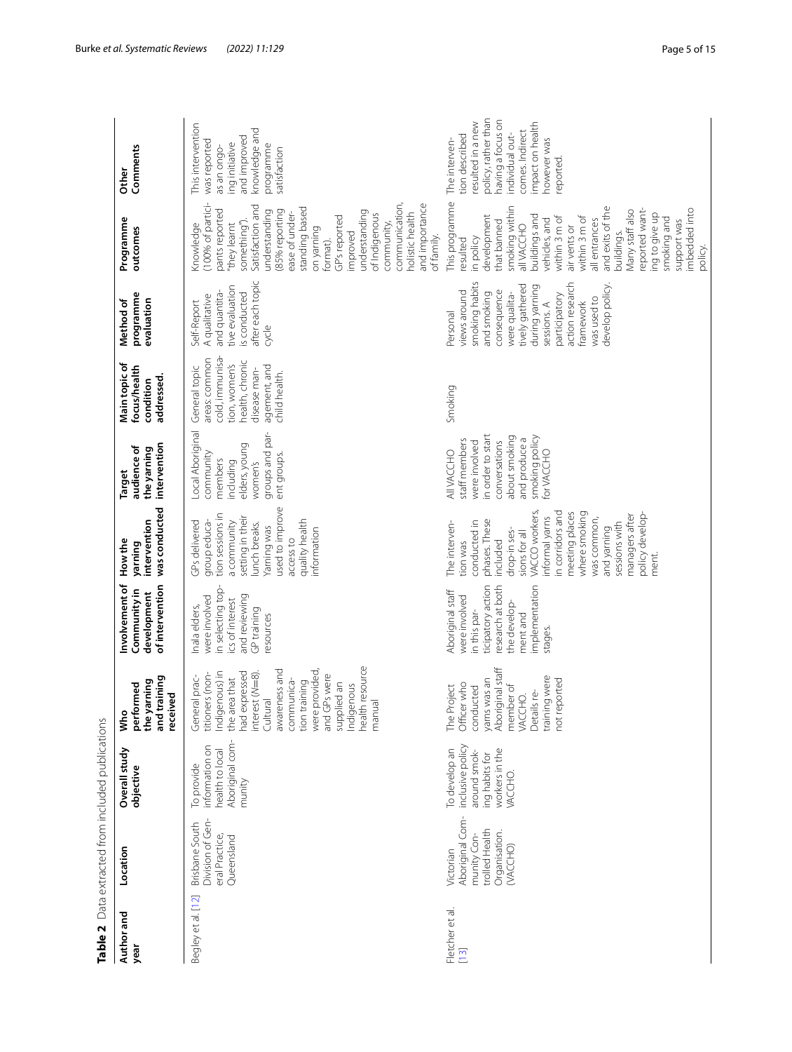**Table 2** Data extracted from included publications

| Author and year | Location | Overall study objective | Who performed the yarning and training received | Involvement of Community in development of intervention | How the yarning intervention was conducted | Target audience of the yarning intervention | Main topic of focus/health condition addressed. | Method of programme evaluation | Programme outcomes | Other Comments |
|---|---|---|---|---|---|---|---|---|---|---|
| Begley et al. [12] | Brisbane South Division of General Practice, Queensland | To provide information on health to local Aboriginal community | General practitioners (non-Indigenous) in the area that had expressed interest (N=8). Cultural awareness and communication training were provided, and GPs were supplied an Indigenous health resource manual | Inala elders, were involved in selecting topics of interest and reviewing GP training resources | GPs delivered group education sessions in a community setting in their lunch breaks. Yarning was used to improve access to quality health information | Local Aboriginal community members including elders, young women's groups and parent groups. | General topic areas: common cold, immunisation, women's health, chronic disease management, and child health. | Self-Report A qualitative and quantitative evaluation is conducted after each topic cycle | Knowledge (100% of participants reported "they learnt something"). Satisfaction and understanding (85% reporting ease of understanding based on yarning format). GPs reported improved understanding of Indigenous community, communication, holistic health and importance of family. | This intervention was reported as an ongoing initiative and improved knowledge and programme satisfaction |
| Fletcher et al. [13] | Victorian Aboriginal Community Controlled Health Organisation. (VACCHO) | To develop an inclusive policy around smoking habits for workers in the VACCHO. | The Project Officer who conducted yarns was an Aboriginal staff member of VACCHO. Details regarding training were not reported | Aboriginal staff were involved in this participatory action research at both the development and implementation stages. | The intervention was conducted in phases. These included drop-in sessions for all VACCO workers, informal yarns in corridors and meeting places where smoking was common, and yarning sessions with managers after policy development. | All VACCHO staff members were involved in order to start conversations about smoking and produce a smoking policy for VACCHO | Smoking | Personal views around smoking habits and smoking consequence were qualitatively gathered during yarning sessions. A participatory action research framework was used to develop policy. | This programme resulted in policy development that banned smoking within all VACCHO buildings and vehicles, and within 3 m of air vents or within 3 m of all entrances and exits of the buildings. Many staff also reported wanting to give up smoking and support was imbedded into policy. | The intervention described resulted in a new policy, rather than having a focus on individual outcomes. Indirect impact on health however was reported. |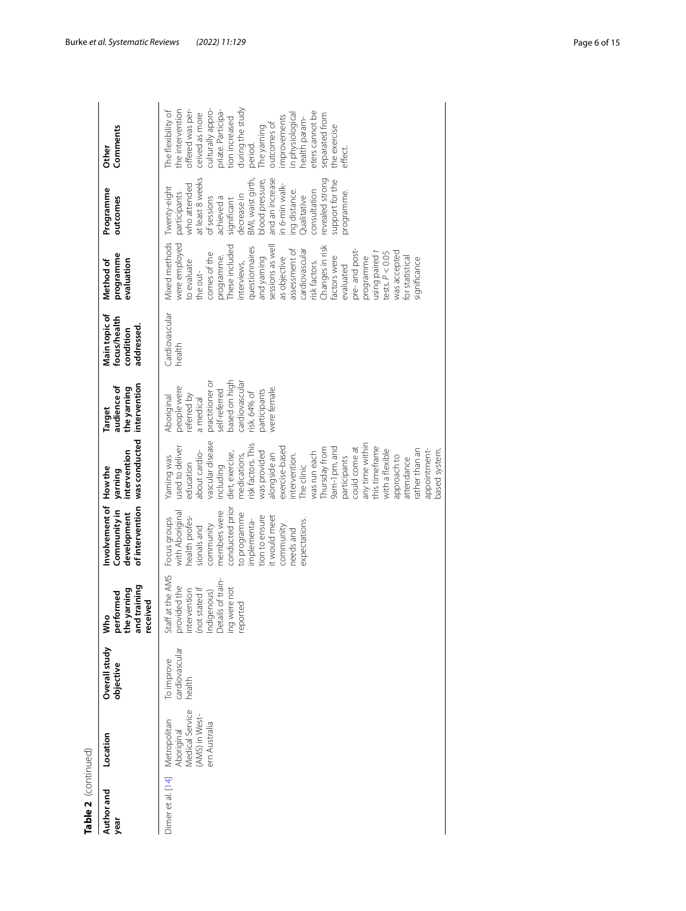**Table 2** (continued)

| Author and year | Location | Overall study objective | Who performed the yarning and training received | Involvement of Community in development of intervention | How the yarning intervention was conducted | Target audience of the yarning intervention | Main topic of focus/health condition addressed. | Method of programme evaluation | Programme outcomes | Other Comments |
|---|---|---|---|---|---|---|---|---|---|---|
| Dimer et al. [14] | Metropolitan Aboriginal Medical Service (AMS) in Western Australia | To improve cardiovascular health | Staff at the AMS provided the intervention (not stated if Indigenous) Details of training were not reported | Focus groups with Aboriginal health professionals and community members were conducted prior to programme implementation to ensure it would meet community needs and expectations. | Yarning was used to deliver education about cardiovascular disease including diet, exercise, medications, risk factors. This was provided alongside an exercise-based intervention. The clinic was run each Thursday from 9am-1pm, and participants could come at any time within this timeframe with a flexible approach to attendance rather than an appointment-based system. | Aboriginal people were referred by a medical practitioner or self-referred based on high cardiovascular risk. 64% of participants were female. | Cardiovascular health | Mixed methods were employed to evaluate the outcomes of the programme. These included interviews, questionnaires and yarning sessions as well as objective assessment of cardiovascular risk factors. Changes in risk factors were evaluated pre- and post-programme using paired *t* tests. $P < 0.05$ was accepted for statistical significance | Twenty-eight participants who attended at least 8 weeks of sessions achieved a significant decrease in BMI, waist girth, blood pressure, and an increase in 6-min walking distance. Qualitative consultation revealed strong support for the programme. | The flexibility of the intervention offered was perceived as more culturally appropriate. Participation increased during the study period. The yarning outcomes of improvements in physiological health parameters cannot be separated from the exercise effect. |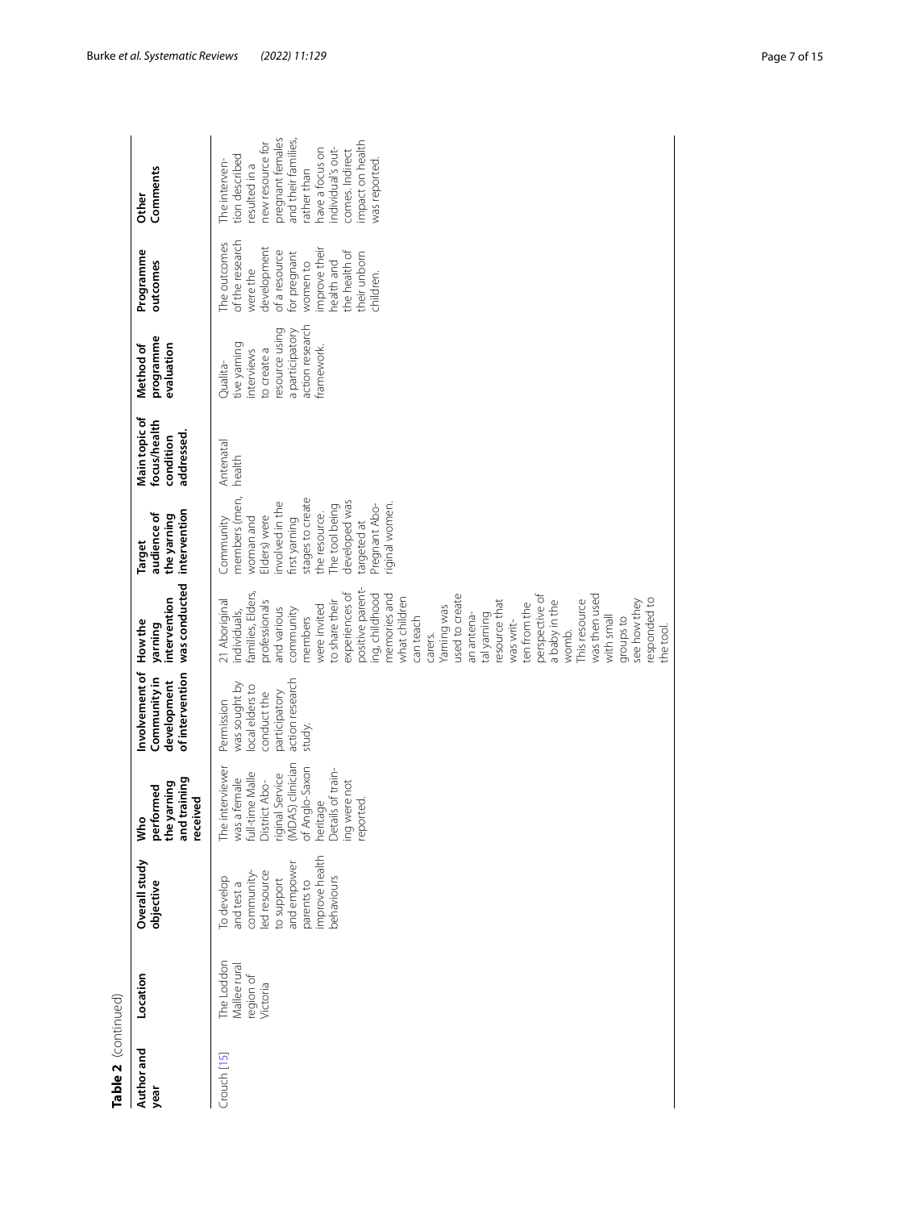**Table 2** (continued)

| Author and year | Location | Overall study objective | Who performed the yarning and training received | Involvement of Community in development of intervention | How the yarning intervention was conducted | Target audience of the yarning intervention | Main topic of focus/health condition addressed. | Method of programme evaluation | Programme outcomes | Other Comments |
|---|---|---|---|---|---|---|---|---|---|---|
| Crouch [15] | The Loddon Mallee rural region of Victoria | To develop and test a community-led resource to support and empower parents to improve health behaviours | The interviewer was a female full-time Malle District Aboriginal Service (MDAS) clinician of Anglo-Saxon heritage Details of training were not reported. | Permission was sought by local elders to conduct the participatory action research study. | 21 Aboriginal individuals, families, Elders, professionals and various community members were invited to share their experiences of positive parenting, childhood memories and what children can teach carers. Yarning was used to create an antenatal yarning resource that was written from the perspective of a baby in the womb. This resource was then used with small groups to see how they responded to the tool. | Community members (men, woman and Elders) were involved in the first yarning stages to create the resource. The tool being developed was targeted at Pregnant Aboriginal women. | Antenatal health | Qualitative yarning interviews to create a resource using a participatory action research framework. | The outcomes of the research were the development of a resource for pregnant women to improve their health and the health of their unborn children. | The intervention described resulted in a new resource for pregnant females and their families, rather than have a focus on individual's outcomes. Indirect impact on health was reported. |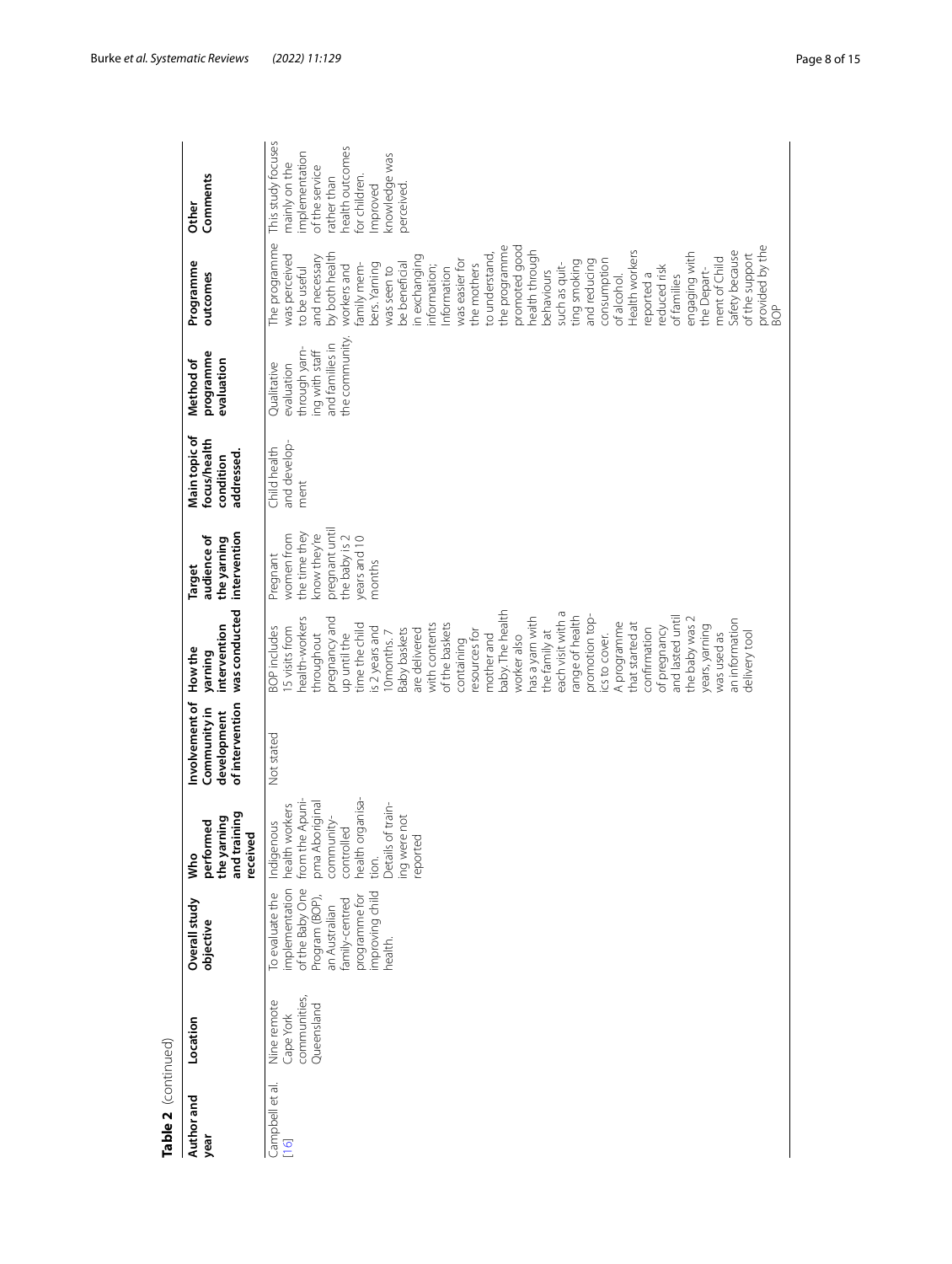**Table 2** (continued)

| Author and year | Location | Overall study objective | Who performed the yarning and training received | Involvement of Community in development of intervention | How the yarning intervention was conducted | Target audience of the yarning intervention | Main topic of focus/health condition addressed. | Method of programme evaluation | Programme outcomes | Other Comments |
|---|---|---|---|---|---|---|---|---|---|---|
| Campbell et al. [16] | Nine remote Cape York communities, Queensland | To evaluate the implementation of the Baby One Program (BOP), an Australian family-centred programme for improving child health. | Indigenous health workers from the Apunipima Aboriginal community-controlled health organisation. Details of training were not reported | Not stated | BOP includes 15 visits from health-workers throughout pregnancy and up until the time the child is 2 years and 10months. 7 Baby baskets are delivered with contents of the baskets containing resources for mother and baby. The health worker also has a yarn with the family at each visit with a range of health promotion topics to cover. A programme that started at confirmation of pregnancy and lasted until the baby was 2 years, yarning was used as an information delivery tool | Pregnant women from the time they know they're pregnant until the baby is 2 years and 10 months | Child health and development | Qualitative evaluation through yarning with staff and families in the community. | The programme was perceived to be useful and necessary by both health workers and family members. Yarning was seen to be beneficial in exchanging information; Information was easier for the mothers to understand, the programme promoted good health through behaviours such as quitting smoking and reducing consumption of alcohol. Health workers reported a reduced risk of families engaging with the Department of Child Safety because of the support provided by the BOP | This study focuses mainly on the implementation of the service rather than health outcomes for children. Improved knowledge was perceived. |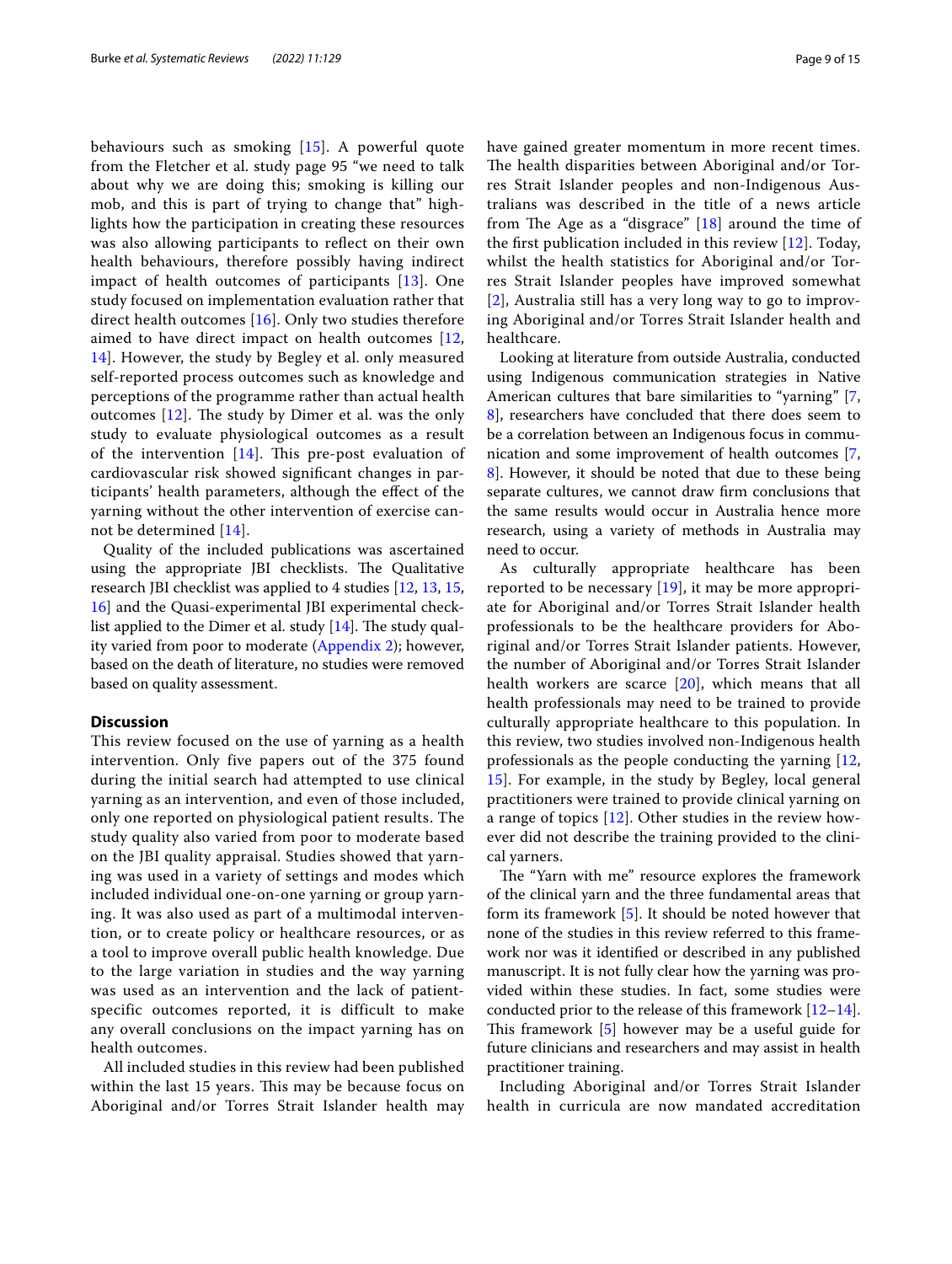behaviours such as smoking [15]. A powerful quote from the Fletcher et al. study page 95 "we need to talk about why we are doing this; smoking is killing our mob, and this is part of trying to change that" highlights how the participation in creating these resources was also allowing participants to reflect on their own health behaviours, therefore possibly having indirect impact of health outcomes of participants [13]. One study focused on implementation evaluation rather that direct health outcomes [16]. Only two studies therefore aimed to have direct impact on health outcomes [12, 14]. However, the study by Begley et al. only measured self-reported process outcomes such as knowledge and perceptions of the programme rather than actual health outcomes [12]. The study by Dimer et al. was the only study to evaluate physiological outcomes as a result of the intervention [14]. This pre-post evaluation of cardiovascular risk showed significant changes in participants' health parameters, although the effect of the yarning without the other intervention of exercise cannot be determined [14].

Quality of the included publications was ascertained using the appropriate JBI checklists. The Qualitative research JBI checklist was applied to 4 studies [12, 13, 15, 16] and the Quasi-experimental JBI experimental checklist applied to the Dimer et al. study [14]. The study quality varied from poor to moderate (Appendix 2); however, based on the death of literature, no studies were removed based on quality assessment.

## Discussion

This review focused on the use of yarning as a health intervention. Only five papers out of the 375 found during the initial search had attempted to use clinical yarning as an intervention, and even of those included, only one reported on physiological patient results. The study quality also varied from poor to moderate based on the JBI quality appraisal. Studies showed that yarning was used in a variety of settings and modes which included individual one-on-one yarning or group yarning. It was also used as part of a multimodal intervention, or to create policy or healthcare resources, or as a tool to improve overall public health knowledge. Due to the large variation in studies and the way yarning was used as an intervention and the lack of patient-specific outcomes reported, it is difficult to make any overall conclusions on the impact yarning has on health outcomes.

All included studies in this review had been published within the last 15 years. This may be because focus on Aboriginal and/or Torres Strait Islander health may have gained greater momentum in more recent times. The health disparities between Aboriginal and/or Torres Strait Islander peoples and non-Indigenous Australians was described in the title of a news article from The Age as a "disgrace" [18] around the time of the first publication included in this review [12]. Today, whilst the health statistics for Aboriginal and/or Torres Strait Islander peoples have improved somewhat [2], Australia still has a very long way to go to improving Aboriginal and/or Torres Strait Islander health and healthcare.

Looking at literature from outside Australia, conducted using Indigenous communication strategies in Native American cultures that bare similarities to "yarning" [7, 8], researchers have concluded that there does seem to be a correlation between an Indigenous focus in communication and some improvement of health outcomes [7, 8]. However, it should be noted that due to these being separate cultures, we cannot draw firm conclusions that the same results would occur in Australia hence more research, using a variety of methods in Australia may need to occur.

As culturally appropriate healthcare has been reported to be necessary [19], it may be more appropriate for Aboriginal and/or Torres Strait Islander health professionals to be the healthcare providers for Aboriginal and/or Torres Strait Islander patients. However, the number of Aboriginal and/or Torres Strait Islander health workers are scarce [20], which means that all health professionals may need to be trained to provide culturally appropriate healthcare to this population. In this review, two studies involved non-Indigenous health professionals as the people conducting the yarning [12, 15]. For example, in the study by Begley, local general practitioners were trained to provide clinical yarning on a range of topics [12]. Other studies in the review however did not describe the training provided to the clinical yarners.

The "Yarn with me" resource explores the framework of the clinical yarn and the three fundamental areas that form its framework [5]. It should be noted however that none of the studies in this review referred to this framework nor was it identified or described in any published manuscript. It is not fully clear how the yarning was provided within these studies. In fact, some studies were conducted prior to the release of this framework [12–14]. This framework [5] however may be a useful guide for future clinicians and researchers and may assist in health practitioner training.

Including Aboriginal and/or Torres Strait Islander health in curricula are now mandated accreditation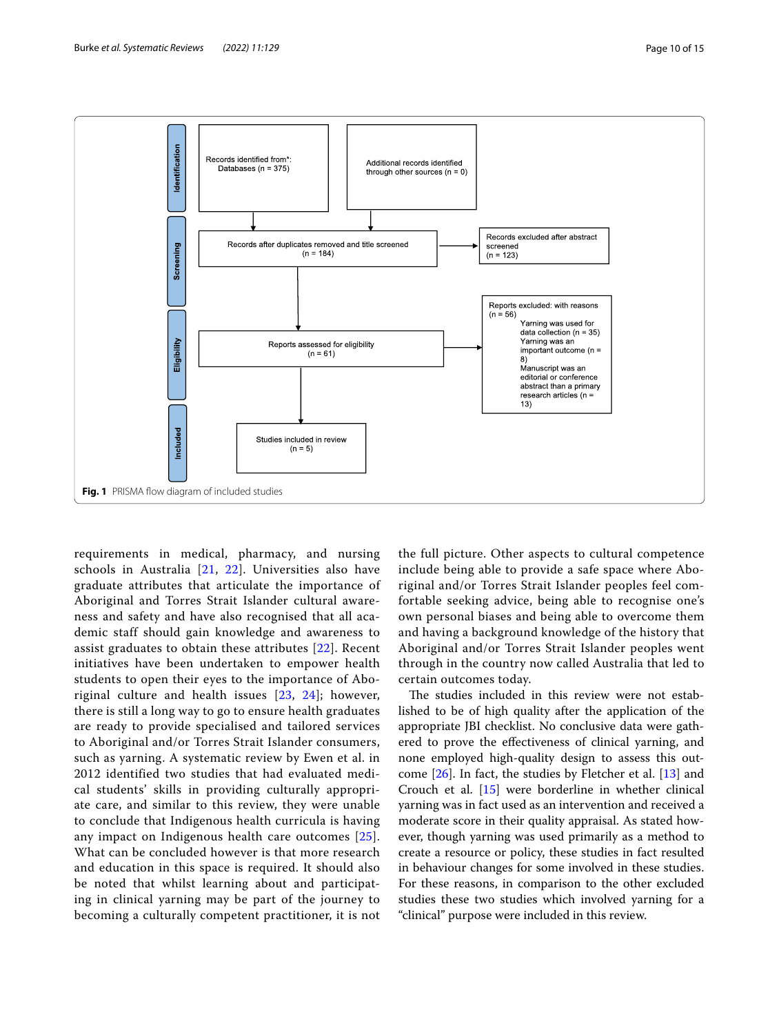Identification

Records identified from*: Databases (n = 375)

Additional records identified through other sources (n = 0)

Screening

Records after duplicates removed and title screened (n = 184)

Records excluded after abstract screened (n = 123)

Eligibility

Reports assessed for eligibility (n = 61)

Reports excluded: with reasons (n = 56)
Yarning was used for data collection (n = 35)
Yarning was an important outcome (n = 8)
Manuscript was an editorial or conference abstract than a primary research articles (n = 13)

Included

Studies included in review (n = 5)

**Fig. 1** PRISMA flow diagram of included studies

requirements in medical, pharmacy, and nursing schools in Australia [21, 22]. Universities also have graduate attributes that articulate the importance of Aboriginal and Torres Strait Islander cultural awareness and safety and have also recognised that all academic staff should gain knowledge and awareness to assist graduates to obtain these attributes [22]. Recent initiatives have been undertaken to empower health students to open their eyes to the importance of Aboriginal culture and health issues [23, 24]; however, there is still a long way to go to ensure health graduates are ready to provide specialised and tailored services to Aboriginal and/or Torres Strait Islander consumers, such as yarning. A systematic review by Ewen et al. in 2012 identified two studies that had evaluated medical students' skills in providing culturally appropriate care, and similar to this review, they were unable to conclude that Indigenous health curricula is having any impact on Indigenous health care outcomes [25]. What can be concluded however is that more research and education in this space is required. It should also be noted that whilst learning about and participating in clinical yarning may be part of the journey to becoming a culturally competent practitioner, it is not the full picture. Other aspects to cultural competence include being able to provide a safe space where Aboriginal and/or Torres Strait Islander peoples feel comfortable seeking advice, being able to recognise one's own personal biases and being able to overcome them and having a background knowledge of the history that Aboriginal and/or Torres Strait Islander peoples went through in the country now called Australia that led to certain outcomes today.

The studies included in this review were not established to be of high quality after the application of the appropriate JBI checklist. No conclusive data were gathered to prove the effectiveness of clinical yarning, and none employed high-quality design to assess this outcome [26]. In fact, the studies by Fletcher et al. [13] and Crouch et al. [15] were borderline in whether clinical yarning was in fact used as an intervention and received a moderate score in their quality appraisal. As stated however, though yarning was used primarily as a method to create a resource or policy, these studies in fact resulted in behaviour changes for some involved in these studies. For these reasons, in comparison to the other excluded studies these two studies which involved yarning for a "clinical" purpose were included in this review.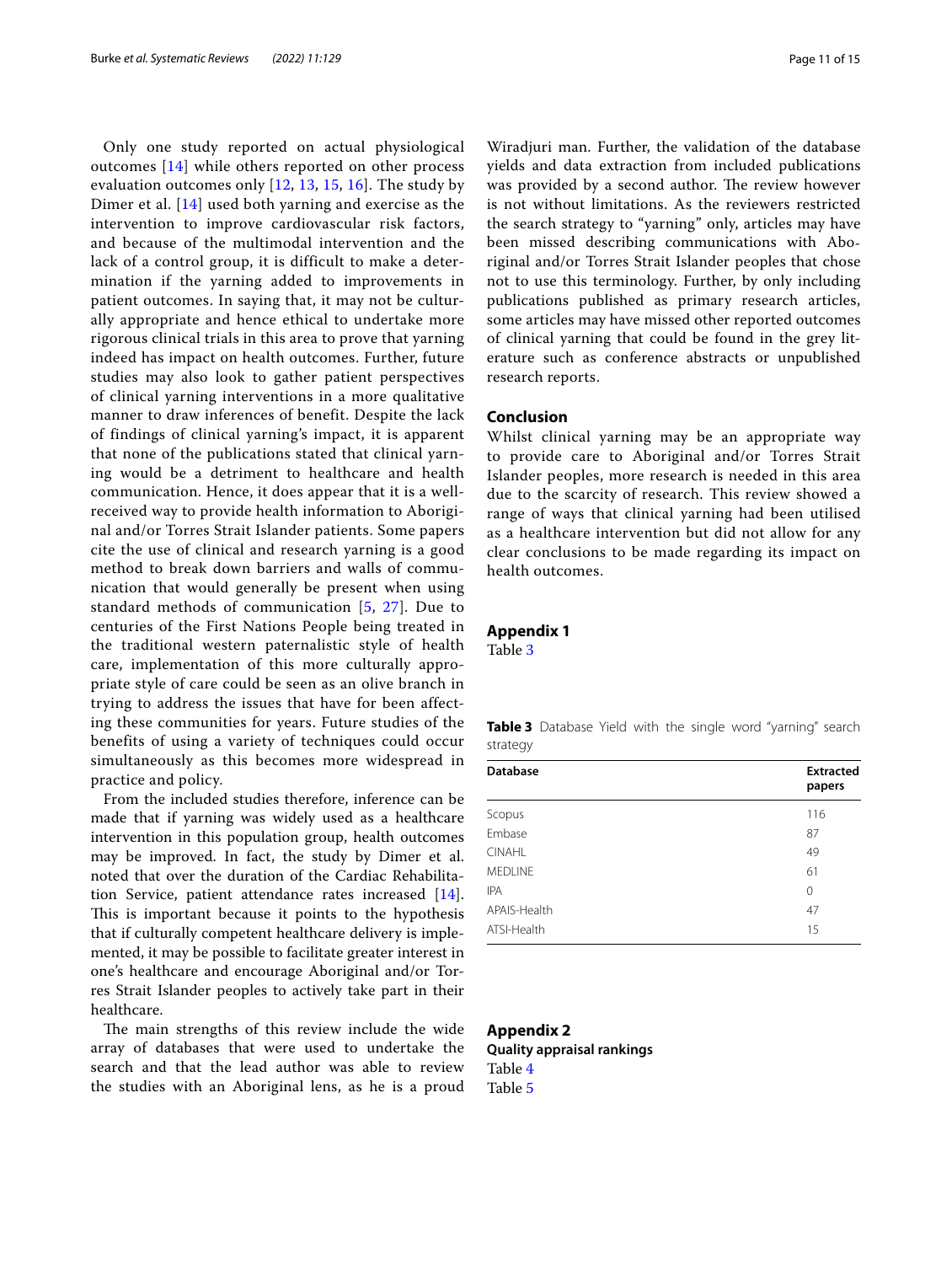Only one study reported on actual physiological outcomes [14] while others reported on other process evaluation outcomes only [12, 13, 15, 16]. The study by Dimer et al. [14] used both yarning and exercise as the intervention to improve cardiovascular risk factors, and because of the multimodal intervention and the lack of a control group, it is difficult to make a determination if the yarning added to improvements in patient outcomes. In saying that, it may not be culturally appropriate and hence ethical to undertake more rigorous clinical trials in this area to prove that yarning indeed has impact on health outcomes. Further, future studies may also look to gather patient perspectives of clinical yarning interventions in a more qualitative manner to draw inferences of benefit. Despite the lack of findings of clinical yarning's impact, it is apparent that none of the publications stated that clinical yarning would be a detriment to healthcare and health communication. Hence, it does appear that it is a well-received way to provide health information to Aboriginal and/or Torres Strait Islander patients. Some papers cite the use of clinical and research yarning is a good method to break down barriers and walls of communication that would generally be present when using standard methods of communication [5, 27]. Due to centuries of the First Nations People being treated in the traditional western paternalistic style of health care, implementation of this more culturally appropriate style of care could be seen as an olive branch in trying to address the issues that have for been affecting these communities for years. Future studies of the benefits of using a variety of techniques could occur simultaneously as this becomes more widespread in practice and policy.

From the included studies therefore, inference can be made that if yarning was widely used as a healthcare intervention in this population group, health outcomes may be improved. In fact, the study by Dimer et al. noted that over the duration of the Cardiac Rehabilitation Service, patient attendance rates increased [14]. This is important because it points to the hypothesis that if culturally competent healthcare delivery is implemented, it may be possible to facilitate greater interest in one's healthcare and encourage Aboriginal and/or Torres Strait Islander peoples to actively take part in their healthcare.

The main strengths of this review include the wide array of databases that were used to undertake the search and that the lead author was able to review the studies with an Aboriginal lens, as he is a proud Wiradjuri man. Further, the validation of the database yields and data extraction from included publications was provided by a second author. The review however is not without limitations. As the reviewers restricted the search strategy to "yarning" only, articles may have been missed describing communications with Aboriginal and/or Torres Strait Islander peoples that chose not to use this terminology. Further, by only including publications published as primary research articles, some articles may have missed other reported outcomes of clinical yarning that could be found in the grey literature such as conference abstracts or unpublished research reports.

## Conclusion

Whilst clinical yarning may be an appropriate way to provide care to Aboriginal and/or Torres Strait Islander peoples, more research is needed in this area due to the scarcity of research. This review showed a range of ways that clinical yarning had been utilised as a healthcare intervention but did not allow for any clear conclusions to be made regarding its impact on health outcomes.

## Appendix 1

Table 3

**Table 3** Database Yield with the single word "yarning" search strategy

| Database | Extracted papers |
|---|---|
| Scopus | 116 |
| Embase | 87 |
| CINAHL | 49 |
| MEDLINE | 61 |
| IPA | 0 |
| APAIS-Health | 47 |
| ATSI-Health | 15 |

## Appendix 2

**Quality appraisal rankings**

Table 4

Table 5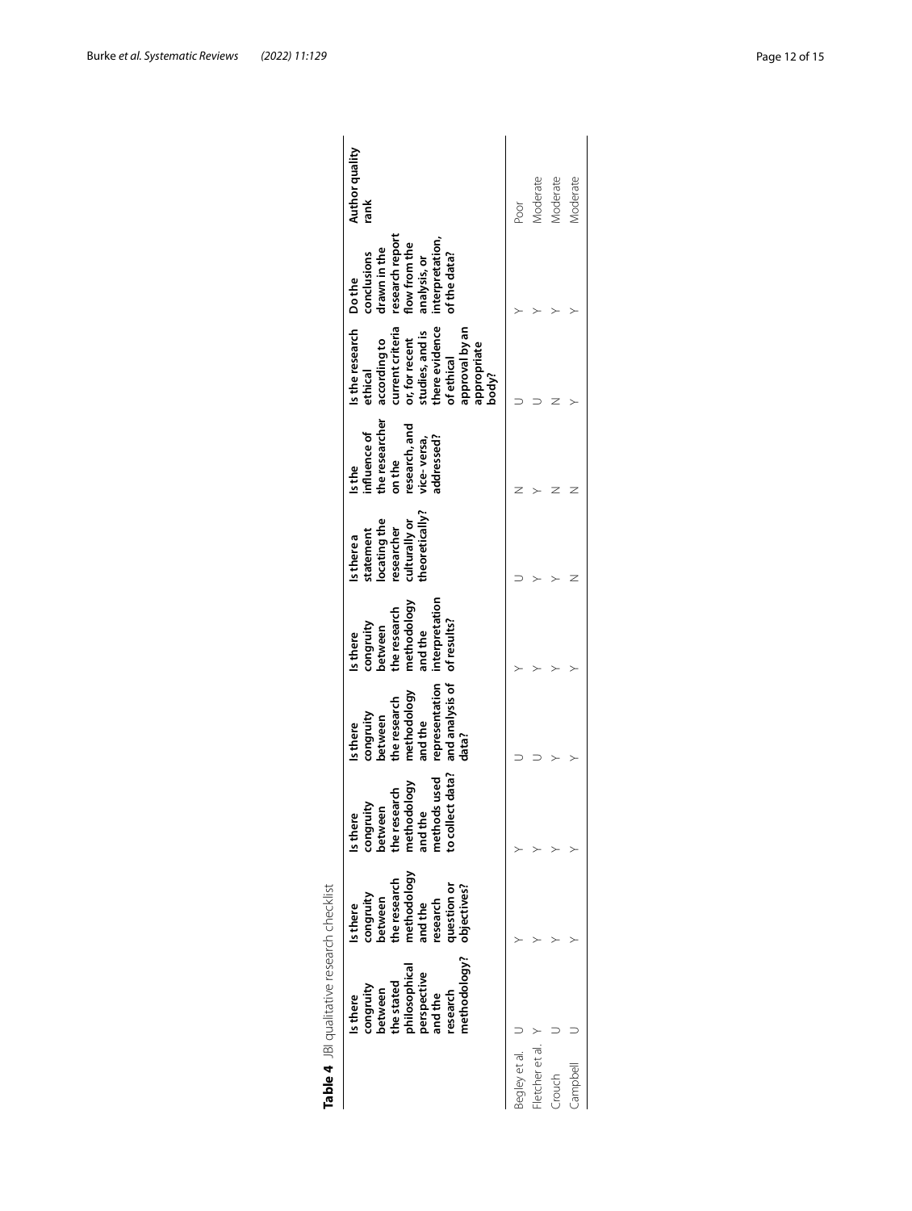**Table 4** JBI qualitative research checklist

| | Is there congruity between the stated philosophical perspective and the research methodology? | Is there congruity between the research methodology and the research question or objectives? | Is there congruity between the research methodology and the methods used to collect data? | Is there congruity between the research methodology and the representation and analysis of data? | Is there congruity between the research methodology and the interpretation of results? | Is there a statement locating the researcher culturally or theoretically? | Is the influence of the researcher on the research, and vice- versa, addressed? | Is the research ethical according to current criteria or, for recent studies, and is there evidence of ethical approval by an appropriate body? | Do the conclusions drawn in the research report flow from the analysis, or interpretation, of the data? | Author quality rank |
|---|---|---|---|---|---|---|---|---|---|---|
| Begley et al. | U | Y | Y | U | Y | U | N | U | Y | Poor |
| Fletcher et al. | Y | Y | Y | U | Y | Y | Y | U | Y | Moderate |
| Crouch | U | Y | Y | Y | Y | Y | N | N | Y | Moderate |
| Campbell | U | Y | Y | Y | Y | N | N | Y | Y | Moderate |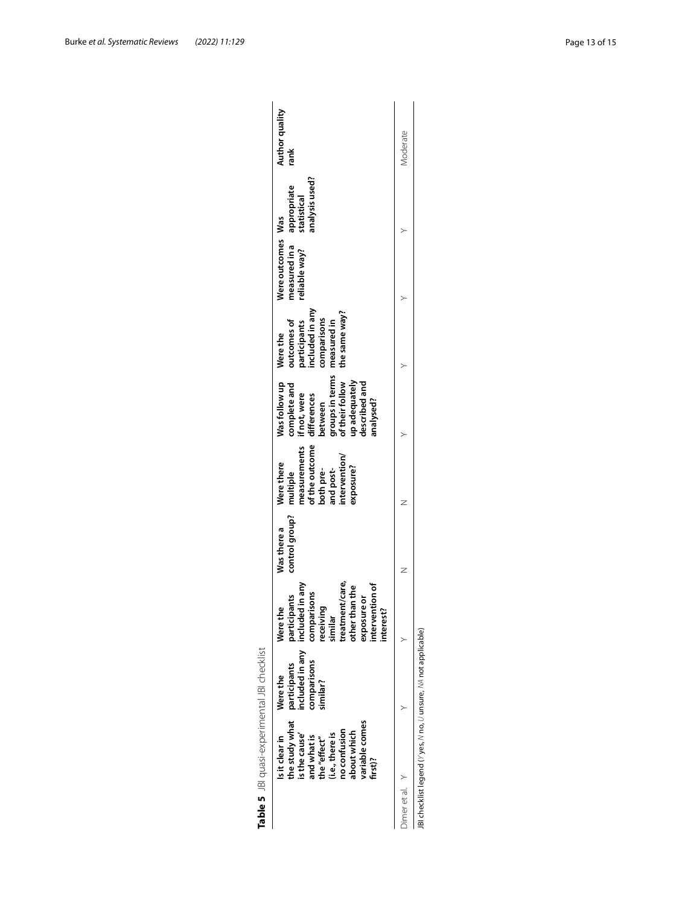**Table 5** JBI quasi-experimental JBI checklist

| | Is it clear in the study what is the cause' and what is the "effect" (i.e., there is no confusion about which variable comes first)? | Were the participants included in any comparisons similar? | Were the participants included in any comparisons receiving similar treatment/care, other than the exposure or intervention of interest? | Was there a control group? | Were there multiple measurements of the outcome both pre- and post-intervention/exposure? | Was follow up complete and if not, were differences between groups in terms of their follow up adequately described and analysed? | Were the outcomes of participants included in any comparisons measured in the same way? | Were outcomes measured in a reliable way? | Was appropriate statistical analysis used? | Author quality rank |
|---|---|---|---|---|---|---|---|---|---|---|
| Dimer et al. | Y | Y | Y | N | N | Y | Y | Y | Y | Moderate |

JBI checklist legend (*Y* yes, *N* no, *U* unsure, *NA* not applicable)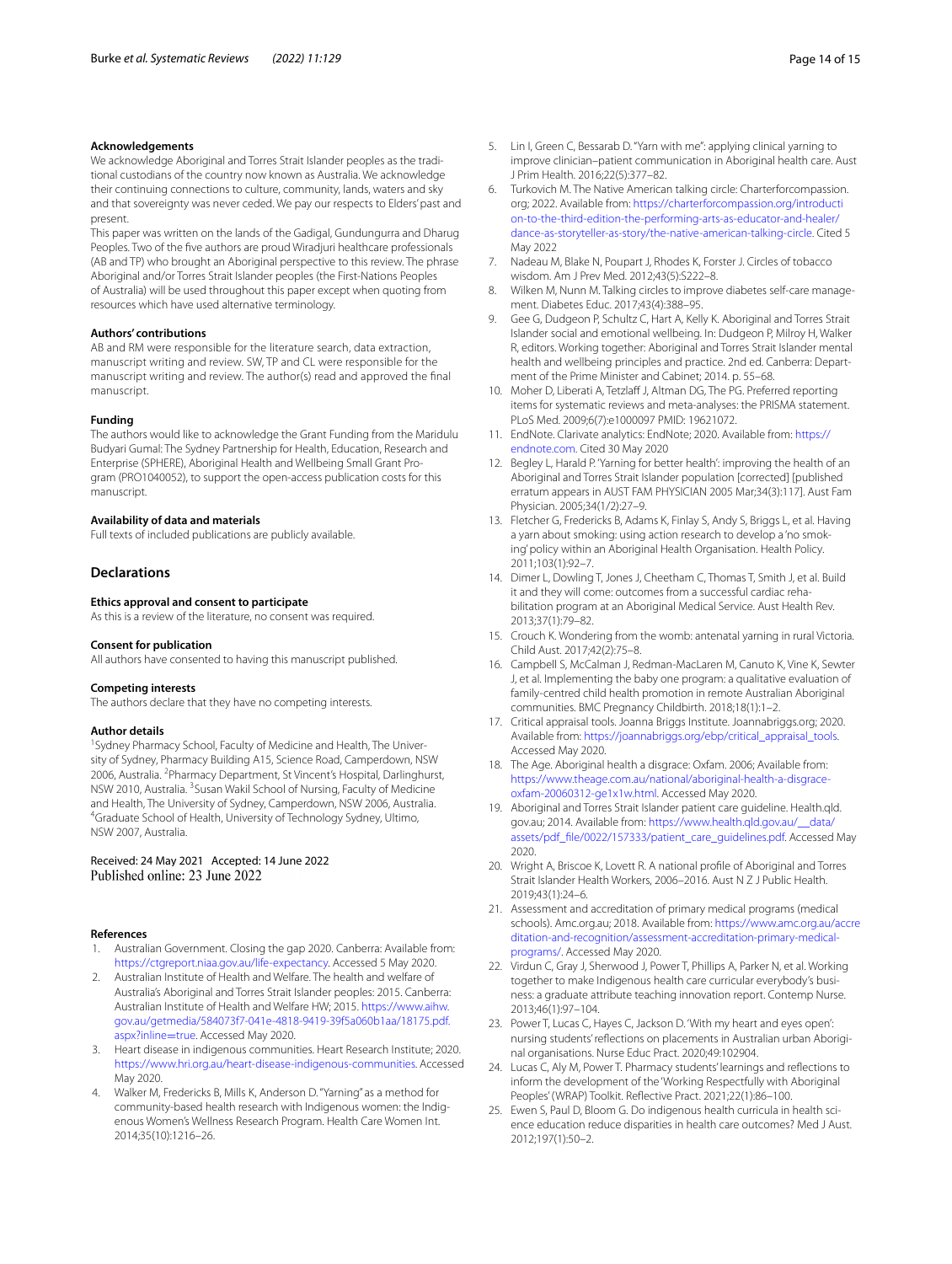### Acknowledgements

We acknowledge Aboriginal and Torres Strait Islander peoples as the traditional custodians of the country now known as Australia. We acknowledge their continuing connections to culture, community, lands, waters and sky and that sovereignty was never ceded. We pay our respects to Elders' past and present.

This paper was written on the lands of the Gadigal, Gundungurra and Dharug Peoples. Two of the five authors are proud Wiradjuri healthcare professionals (AB and TP) who brought an Aboriginal perspective to this review. The phrase Aboriginal and/or Torres Strait Islander peoples (the First-Nations Peoples of Australia) will be used throughout this paper except when quoting from resources which have used alternative terminology.

### Authors' contributions

AB and RM were responsible for the literature search, data extraction, manuscript writing and review. SW, TP and CL were responsible for the manuscript writing and review. The author(s) read and approved the final manuscript.

### Funding

The authors would like to acknowledge the Grant Funding from the Maridulu Budyari Gumal: The Sydney Partnership for Health, Education, Research and Enterprise (SPHERE), Aboriginal Health and Wellbeing Small Grant Program (PRO1040052), to support the open-access publication costs for this manuscript.

### Availability of data and materials

Full texts of included publications are publicly available.

## Declarations

### Ethics approval and consent to participate

As this is a review of the literature, no consent was required.

### Consent for publication

All authors have consented to having this manuscript published.

### Competing interests

The authors declare that they have no competing interests.

### Author details

[1]Sydney Pharmacy School, Faculty of Medicine and Health, The University of Sydney, Pharmacy Building A15, Science Road, Camperdown, NSW 2006, Australia. [2]Pharmacy Department, St Vincent's Hospital, Darlinghurst, NSW 2010, Australia. [3]Susan Wakil School of Nursing, Faculty of Medicine and Health, The University of Sydney, Camperdown, NSW 2006, Australia. [4]Graduate School of Health, University of Technology Sydney, Ultimo, NSW 2007, Australia.

Received: 24 May 2021 Accepted: 14 June 2022
Published online: 23 June 2022

### References

1. Australian Government. Closing the gap 2020. Canberra: Available from: https://ctgreport.niaa.gov.au/life-expectancy. Accessed 5 May 2020.
2. Australian Institute of Health and Welfare. The health and welfare of Australia's Aboriginal and Torres Strait Islander peoples: 2015. Canberra: Australian Institute of Health and Welfare HW; 2015. https://www.aihw.gov.au/getmedia/584073f7-041e-4818-9419-39f5a060b1aa/18175.pdf.aspx?inline=true. Accessed May 2020.
3. Heart disease in indigenous communities. Heart Research Institute; 2020. https://www.hri.org.au/heart-disease-indigenous-communities. Accessed May 2020.
4. Walker M, Fredericks B, Mills K, Anderson D. "Yarning" as a method for community-based health research with Indigenous women: the Indigenous Women's Wellness Research Program. Health Care Women Int. 2014;35(10):1216–26.
5. Lin I, Green C, Bessarab D. "Yarn with me": applying clinical yarning to improve clinician–patient communication in Aboriginal health care. Aust J Prim Health. 2016;22(5):377–82.
6. Turkovich M. The Native American talking circle: Charterforcompassion.org; 2022. Available from: https://charterforcompassion.org/introduction-to-the-third-edition-the-performing-arts-as-educator-and-healer/dance-as-storyteller-as-story/the-native-american-talking-circle. Cited 5 May 2022
7. Nadeau M, Blake N, Poupart J, Rhodes K, Forster J. Circles of tobacco wisdom. Am J Prev Med. 2012;43(5):S222–8.
8. Wilken M, Nunn M. Talking circles to improve diabetes self-care management. Diabetes Educ. 2017;43(4):388–95.
9. Gee G, Dudgeon P, Schultz C, Hart A, Kelly K. Aboriginal and Torres Strait Islander social and emotional wellbeing. In: Dudgeon P, Milroy H, Walker R, editors. Working together: Aboriginal and Torres Strait Islander mental health and wellbeing principles and practice. 2nd ed. Canberra: Department of the Prime Minister and Cabinet; 2014. p. 55–68.
10. Moher D, Liberati A, Tetzlaff J, Altman DG, The PG. Preferred reporting items for systematic reviews and meta-analyses: the PRISMA statement. PLoS Med. 2009;6(7):e1000097 PMID: 19621072.
11. EndNote. Clarivate analytics: EndNote; 2020. Available from: https://endnote.com. Cited 30 May 2020
12. Begley L, Harald P. 'Yarning for better health': improving the health of an Aboriginal and Torres Strait Islander population [corrected] [published erratum appears in AUST FAM PHYSICIAN 2005 Mar;34(3):117]. Aust Fam Physician. 2005;34(1/2):27–9.
13. Fletcher G, Fredericks B, Adams K, Finlay S, Andy S, Briggs L, et al. Having a yarn about smoking: using action research to develop a 'no smoking' policy within an Aboriginal Health Organisation. Health Policy. 2011;103(1):92–7.
14. Dimer L, Dowling T, Jones J, Cheetham C, Thomas T, Smith J, et al. Build it and they will come: outcomes from a successful cardiac rehabilitation program at an Aboriginal Medical Service. Aust Health Rev. 2013;37(1):79–82.
15. Crouch K. Wondering from the womb: antenatal yarning in rural Victoria. Child Aust. 2017;42(2):75–8.
16. Campbell S, McCalman J, Redman-MacLaren M, Canuto K, Vine K, Sewter J, et al. Implementing the baby one program: a qualitative evaluation of family-centred child health promotion in remote Australian Aboriginal communities. BMC Pregnancy Childbirth. 2018;18(1):1–2.
17. Critical appraisal tools. Joanna Briggs Institute. Joannabriggs.org; 2020. Available from: https://joannabriggs.org/ebp/critical_appraisal_tools. Accessed May 2020.
18. The Age. Aboriginal health a disgrace: Oxfam. 2006; Available from: https://www.theage.com.au/national/aboriginal-health-a-disgrace-oxfam-20060312-ge1x1w.html. Accessed May 2020.
19. Aboriginal and Torres Strait Islander patient care guideline. Health.qld.gov.au; 2014. Available from: https://www.health.qld.gov.au/__data/assets/pdf_file/0022/157333/patient_care_guidelines.pdf. Accessed May 2020.
20. Wright A, Briscoe K, Lovett R. A national profile of Aboriginal and Torres Strait Islander Health Workers, 2006–2016. Aust N Z J Public Health. 2019;43(1):24–6.
21. Assessment and accreditation of primary medical programs (medical schools). Amc.org.au; 2018. Available from: https://www.amc.org.au/accreditation-and-recognition/assessment-accreditation-primary-medical-programs/. Accessed May 2020.
22. Virdun C, Gray J, Sherwood J, Power T, Phillips A, Parker N, et al. Working together to make Indigenous health care curricular everybody's business: a graduate attribute teaching innovation report. Contemp Nurse. 2013;46(1):97–104.
23. Power T, Lucas C, Hayes C, Jackson D. 'With my heart and eyes open': nursing students' reflections on placements in Australian urban Aboriginal organisations. Nurse Educ Pract. 2020;49:102904.
24. Lucas C, Aly M, Power T. Pharmacy students' learnings and reflections to inform the development of the 'Working Respectfully with Aboriginal Peoples' (WRAP) Toolkit. Reflective Pract. 2021;22(1):86–100.
25. Ewen S, Paul D, Bloom G. Do indigenous health curricula in health science education reduce disparities in health care outcomes? Med J Aust. 2012;197(1):50–2.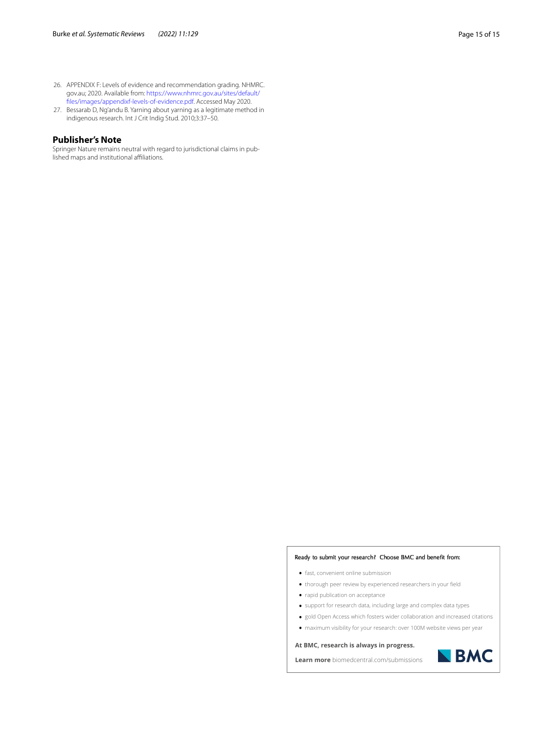26. APPENDIX F: Levels of evidence and recommendation grading. NHMRC. gov.au; 2020. Available from: https://www.nhmrc.gov.au/sites/default/files/images/appendixf-levels-of-evidence.pdf. Accessed May 2020.
27. Bessarab D, Ng'andu B. Yarning about yarning as a legitimate method in indigenous research. Int J Crit Indig Stud. 2010;3:37–50.

## Publisher's Note

Springer Nature remains neutral with regard to jurisdictional claims in published maps and institutional affiliations.

Ready to submit your research? Choose BMC and benefit from:

- fast, convenient online submission
- thorough peer review by experienced researchers in your field
- rapid publication on acceptance
- support for research data, including large and complex data types
- gold Open Access which fosters wider collaboration and increased citations
- maximum visibility for your research: over 100M website views per year

**At BMC, research is always in progress.**

**Learn more** biomedcentral.com/submissions

BMC